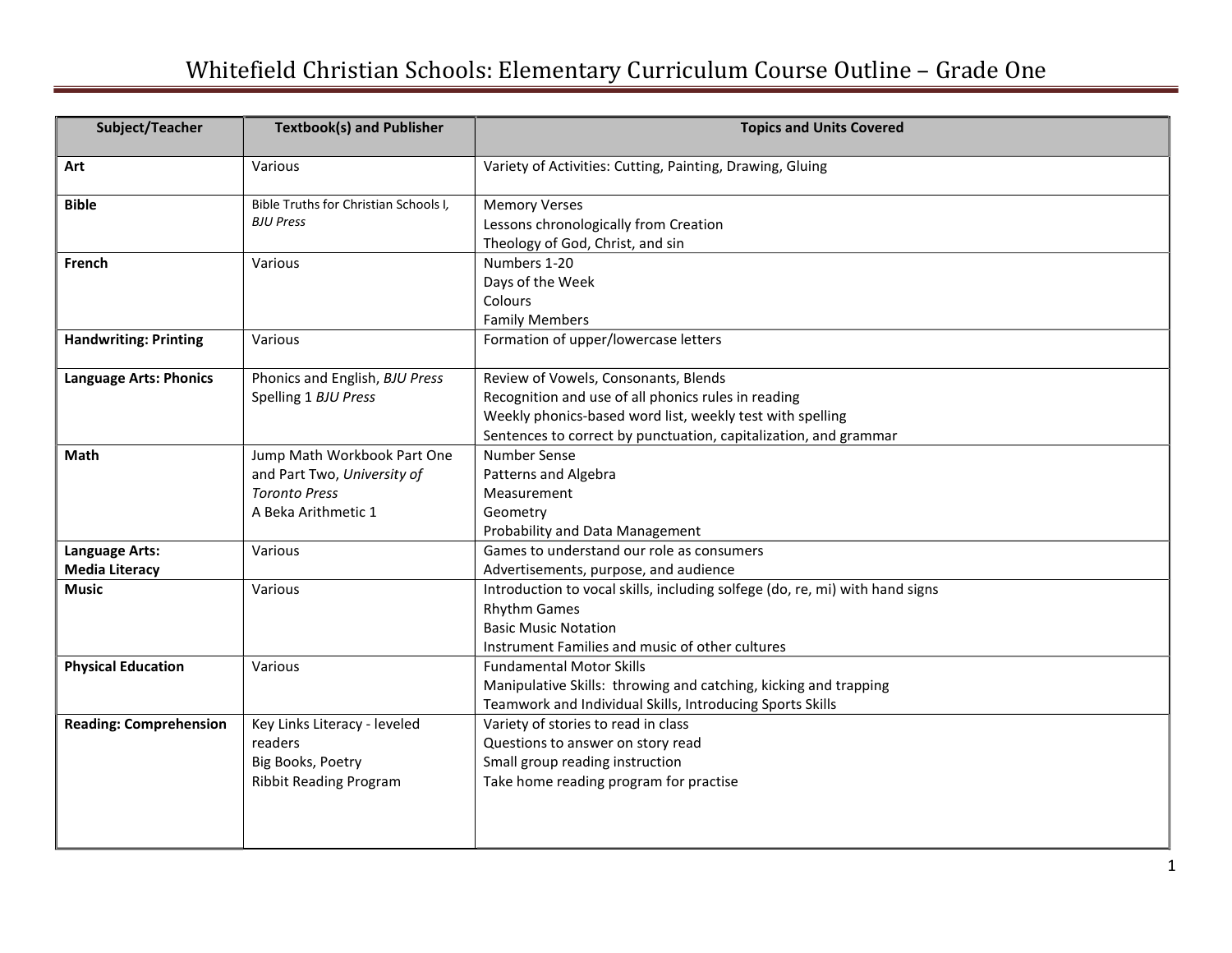# Whitefield Christian Schools: Elementary Curriculum Course Outline – Grade One

| Subject/Teacher | Textbook(s) and Publisher | Topics and Units Covered |
|---|---|---|
| **Art** | Various | Variety of Activities: Cutting, Painting, Drawing, Gluing |
| **Bible** | Bible Truths for Christian Schools I, *BJU Press* | Memory Verses<br>Lessons chronologically from Creation<br>Theology of God, Christ, and sin |
| **French** | Various | Numbers 1-20<br>Days of the Week<br>Colours<br>Family Members |
| **Handwriting: Printing** | Various | Formation of upper/lowercase letters |
| **Language Arts: Phonics** | Phonics and English, *BJU Press*<br>Spelling 1 *BJU Press* | Review of Vowels, Consonants, Blends<br>Recognition and use of all phonics rules in reading<br>Weekly phonics-based word list, weekly test with spelling<br>Sentences to correct by punctuation, capitalization, and grammar |
| **Math** | Jump Math Workbook Part One and Part Two, *University of Toronto Press*<br>A Beka Arithmetic 1 | Number Sense<br>Patterns and Algebra<br>Measurement<br>Geometry<br>Probability and Data Management |
| **Language Arts: Media Literacy** | Various | Games to understand our role as consumers<br>Advertisements, purpose, and audience |
| **Music** | Various | Introduction to vocal skills, including solfege (do, re, mi) with hand signs<br>Rhythm Games<br>Basic Music Notation<br>Instrument Families and music of other cultures |
| **Physical Education** | Various | Fundamental Motor Skills<br>Manipulative Skills: throwing and catching, kicking and trapping<br>Teamwork and Individual Skills, Introducing Sports Skills |
| **Reading: Comprehension** | Key Links Literacy - leveled readers<br>Big Books, Poetry<br>Ribbit Reading Program | Variety of stories to read in class<br>Questions to answer on story read<br>Small group reading instruction<br>Take home reading program for practise |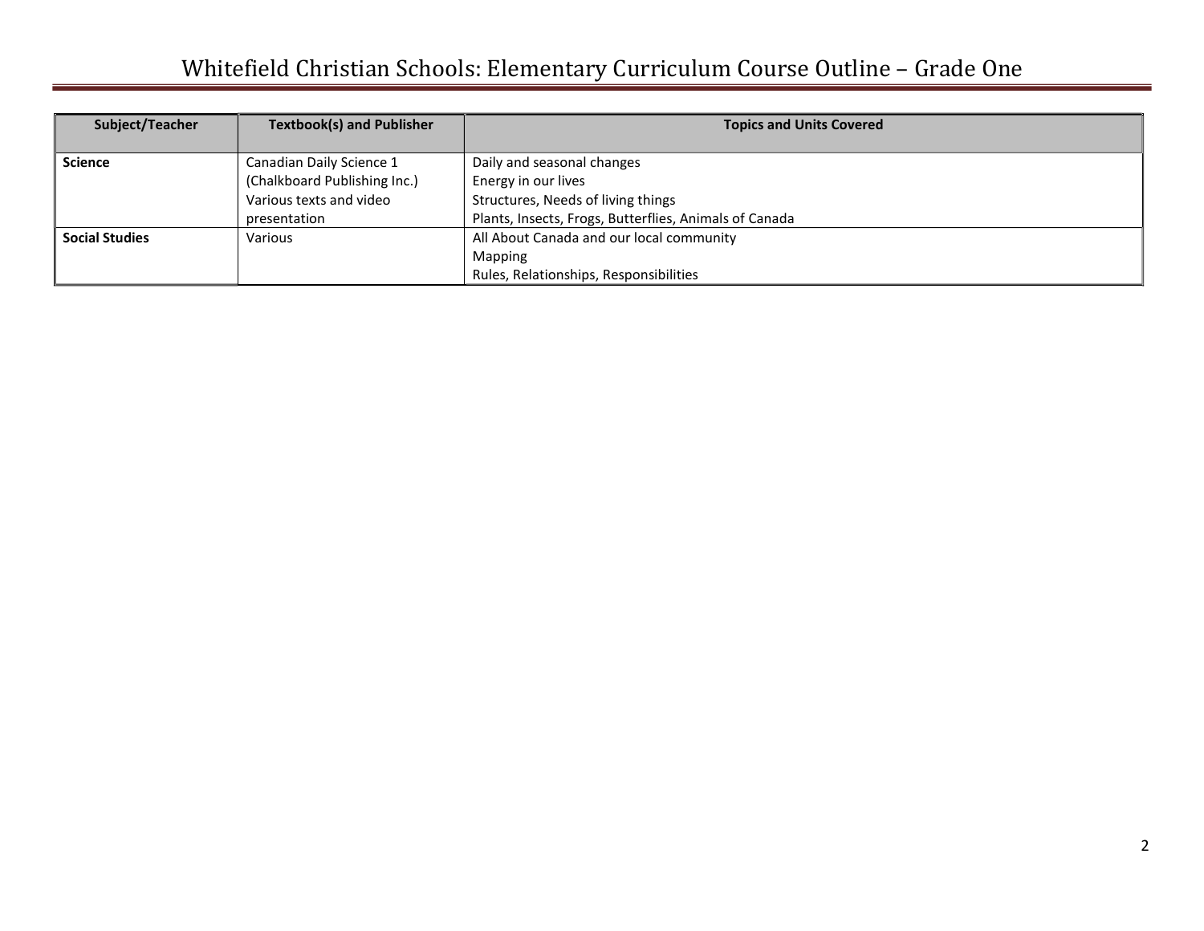| Subject/Teacher | Textbook(s) and Publisher | Topics and Units Covered |
|---|---|---|
| **Science** | Canadian Daily Science 1 (Chalkboard Publishing Inc.)<br>Various texts and video presentation | Daily and seasonal changes<br>Energy in our lives<br>Structures, Needs of living things<br>Plants, Insects, Frogs, Butterflies, Animals of Canada |
| **Social Studies** | Various | All About Canada and our local community<br>Mapping<br>Rules, Relationships, Responsibilities |